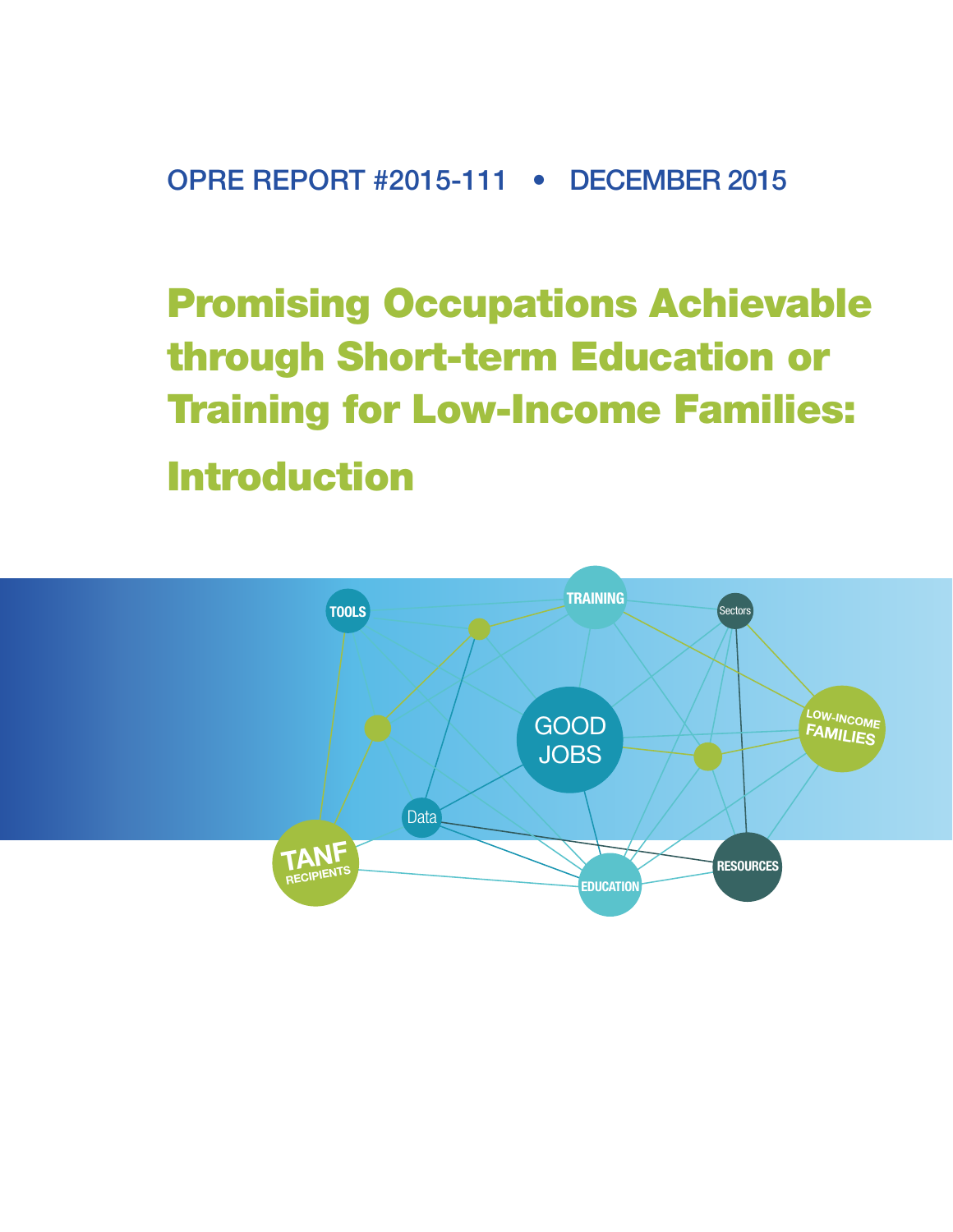OPRE REPORT #2015-111 • DECEMBER 2015

# Promising Occupations Achievable through Short-term Education or Training for Low-Income Families: Introduction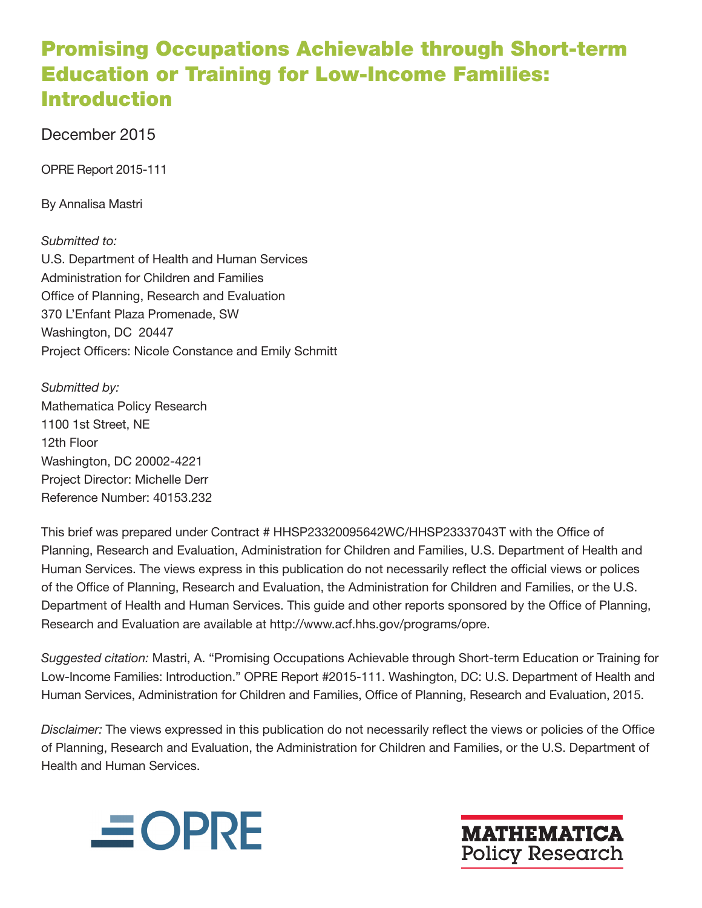# Promising Occupations Achievable through Short-term Education or Training for Low-Income Families: Introduction

December 2015

OPRE Report 2015-111

By Annalisa Mastri

*Submitted to:*
U.S. Department of Health and Human Services
Administration for Children and Families
Office of Planning, Research and Evaluation
370 L'Enfant Plaza Promenade, SW
Washington, DC 20447
Project Officers: Nicole Constance and Emily Schmitt

*Submitted by:*
Mathematica Policy Research
1100 1st Street, NE
12th Floor
Washington, DC 20002-4221
Project Director: Michelle Derr
Reference Number: 40153.232

This brief was prepared under Contract # HHSP23320095642WC/HHSP23337043T with the Office of Planning, Research and Evaluation, Administration for Children and Families, U.S. Department of Health and Human Services. The views express in this publication do not necessarily reflect the official views or polices of the Office of Planning, Research and Evaluation, the Administration for Children and Families, or the U.S. Department of Health and Human Services. This guide and other reports sponsored by the Office of Planning, Research and Evaluation are available at http://www.acf.hhs.gov/programs/opre.

*Suggested citation:* Mastri, A. "Promising Occupations Achievable through Short-term Education or Training for Low-Income Families: Introduction." OPRE Report #2015-111. Washington, DC: U.S. Department of Health and Human Services, Administration for Children and Families, Office of Planning, Research and Evaluation, 2015.

*Disclaimer:* The views expressed in this publication do not necessarily reflect the views or policies of the Office of Planning, Research and Evaluation, the Administration for Children and Families, or the U.S. Department of Health and Human Services.

OPRE

MATHEMATICA Policy Research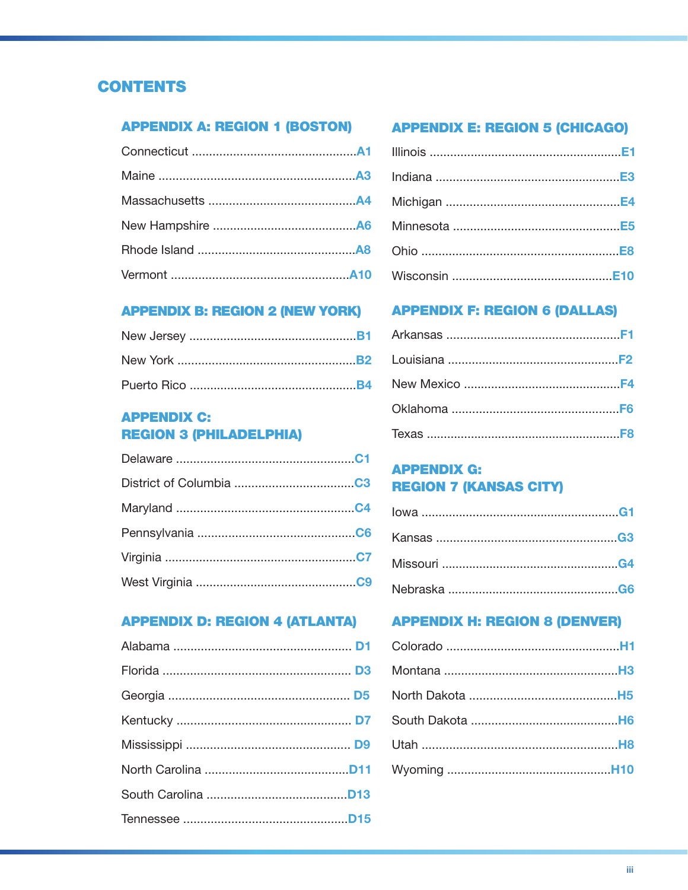# CONTENTS

## APPENDIX A: REGION 1 (BOSTON)

Connecticut ................................................A1

Maine ........................................................A3

Massachusetts ...........................................A4

New Hampshire ..........................................A6

Rhode Island .............................................A8

Vermont ...................................................A10

## APPENDIX B: REGION 2 (NEW YORK)

New Jersey ................................................B1

New York ...................................................B2

Puerto Rico ................................................B4

## APPENDIX C: REGION 3 (PHILADELPHIA)

Delaware ...................................................C1

District of Columbia ...................................C3

Maryland ...................................................C4

Pennsylvania .............................................C6

Virginia .......................................................C7

West Virginia ..............................................C9

## APPENDIX D: REGION 4 (ATLANTA)

Alabama ................................................... D1

Florida ...................................................... D3

Georgia .................................................... D5

Kentucky .................................................. D7

Mississippi ................................................ D9

North Carolina ..........................................D11

South Carolina .........................................D13

Tennessee ................................................D15

## APPENDIX E: REGION 5 (CHICAGO)

Illinois .......................................................E1

Indiana .....................................................E3

Michigan ..................................................E4

Minnesota ................................................E5

Ohio .........................................................E8

Wisconsin ..............................................E10

## APPENDIX F: REGION 6 (DALLAS)

Arkansas ..................................................F1

Louisiana .................................................F2

New Mexico .............................................F4

Oklahoma ................................................F6

Texas .......................................................F8

## APPENDIX G: REGION 7 (KANSAS CITY)

Iowa .........................................................G1

Kansas ....................................................G3

Missouri ...................................................G4

Nebraska .................................................G6

## APPENDIX H: REGION 8 (DENVER)

Colorado ..................................................H1

Montana ..................................................H3

North Dakota ...........................................H5

South Dakota ...........................................H6

Utah .........................................................H8

Wyoming ................................................H10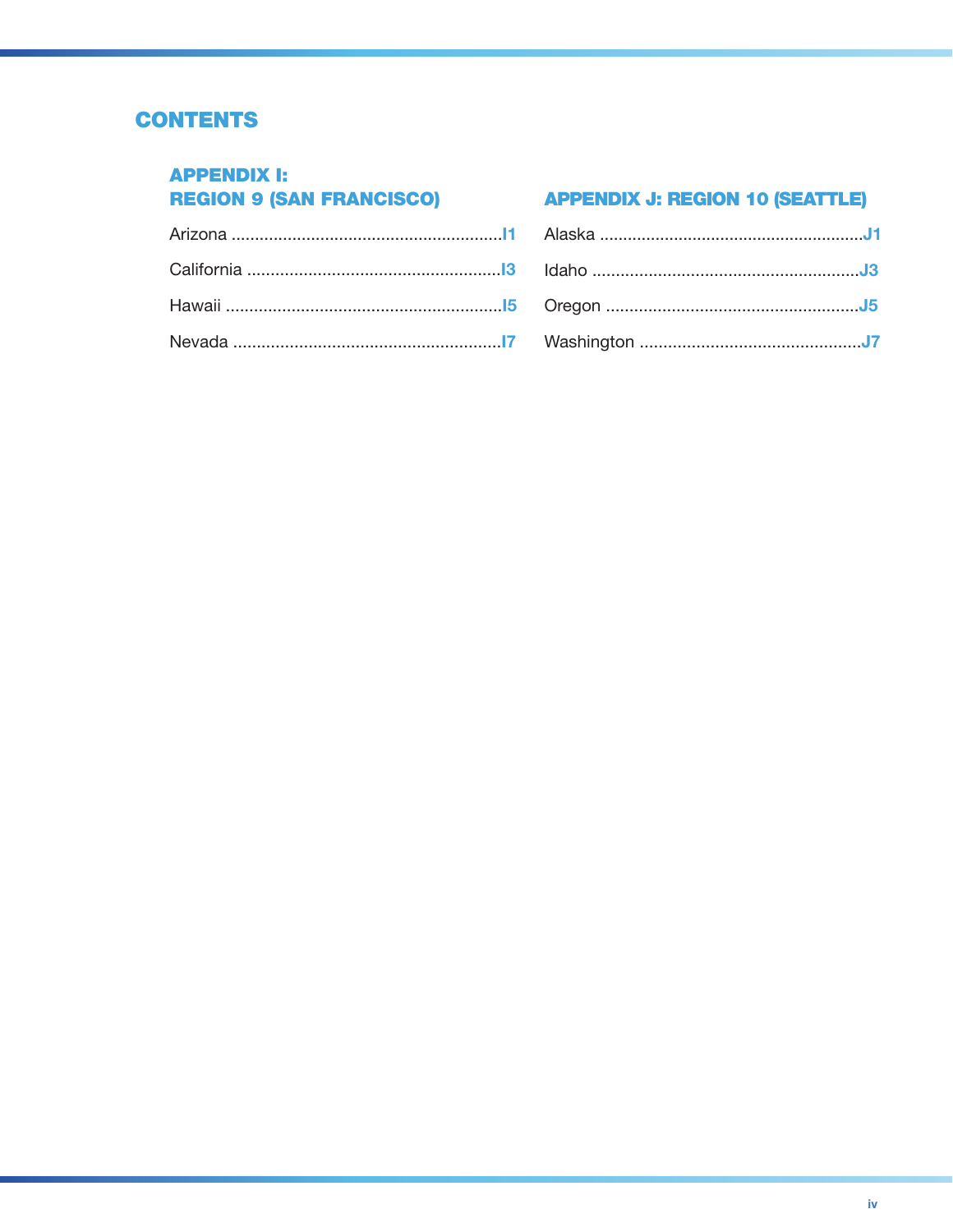# CONTENTS

## APPENDIX I: REGION 9 (SAN FRANCISCO)

Arizona .......................................................... I1

California ...................................................... I3

Hawaii ........................................................... I5

Nevada .......................................................... I7

## APPENDIX J: REGION 10 (SEATTLE)

Alaska ........................................................... J1

Idaho ............................................................ J3

Oregon ......................................................... J5

Washington .................................................. J7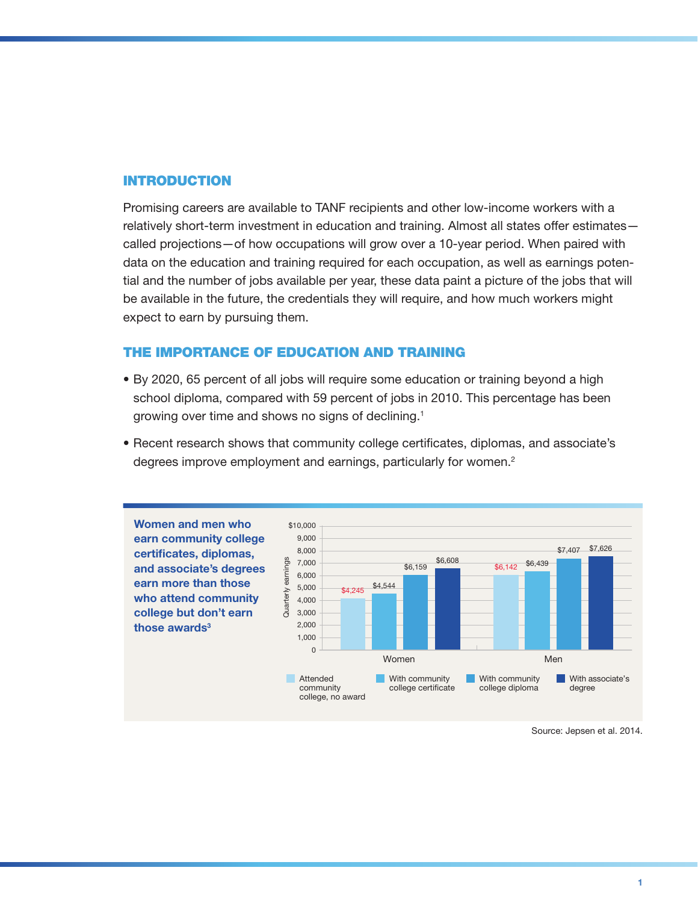## INTRODUCTION

Promising careers are available to TANF recipients and other low-income workers with a relatively short-term investment in education and training. Almost all states offer estimates—called projections—of how occupations will grow over a 10-year period. When paired with data on the education and training required for each occupation, as well as earnings potential and the number of jobs available per year, these data paint a picture of the jobs that will be available in the future, the credentials they will require, and how much workers might expect to earn by pursuing them.

## THE IMPORTANCE OF EDUCATION AND TRAINING

- By 2020, 65 percent of all jobs will require some education or training beyond a high school diploma, compared with 59 percent of jobs in 2010. This percentage has been growing over time and shows no signs of declining.[1]
- Recent research shows that community college certificates, diplomas, and associate's degrees improve employment and earnings, particularly for women.[2]

**Women and men who earn community college certificates, diplomas, and associate's degrees earn more than those who attend community college but don't earn those awards[3]**

Quarterly earnings

| | Attended community college, no award | With community college certificate | With community college diploma | With associate's degree |
|---|---|---|---|---|
| Women | $4,245 | $4,544 | $6,159 | $6,608 |
| Men | $6,142 | $6,439 | $7,407 | $7,626 |

Source: Jepsen et al. 2014.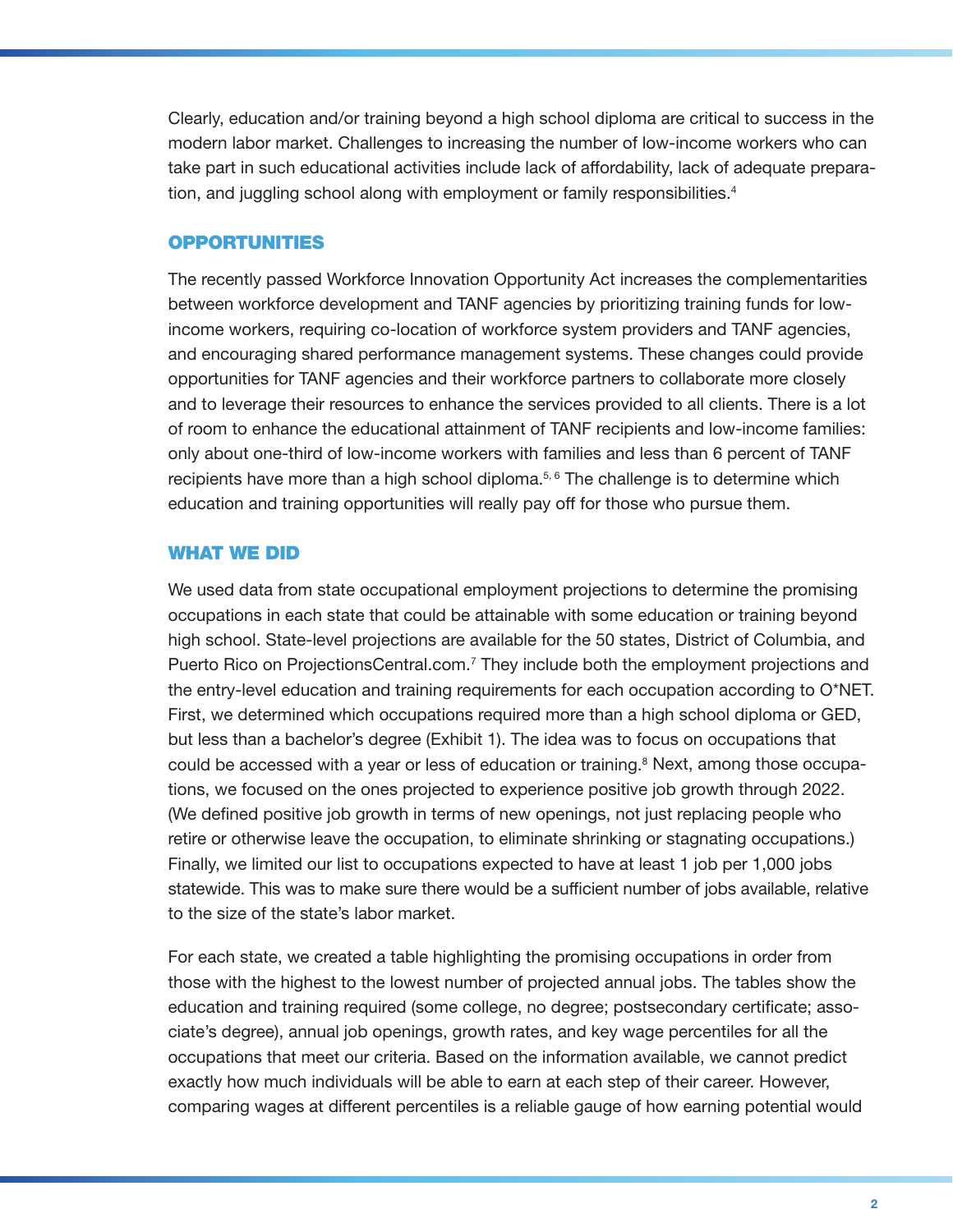Clearly, education and/or training beyond a high school diploma are critical to success in the modern labor market. Challenges to increasing the number of low-income workers who can take part in such educational activities include lack of affordability, lack of adequate preparation, and juggling school along with employment or family responsibilities.[4]

## OPPORTUNITIES

The recently passed Workforce Innovation Opportunity Act increases the complementarities between workforce development and TANF agencies by prioritizing training funds for low-income workers, requiring co-location of workforce system providers and TANF agencies, and encouraging shared performance management systems. These changes could provide opportunities for TANF agencies and their workforce partners to collaborate more closely and to leverage their resources to enhance the services provided to all clients. There is a lot of room to enhance the educational attainment of TANF recipients and low-income families: only about one-third of low-income workers with families and less than 6 percent of TANF recipients have more than a high school diploma.[5, 6] The challenge is to determine which education and training opportunities will really pay off for those who pursue them.

## WHAT WE DID

We used data from state occupational employment projections to determine the promising occupations in each state that could be attainable with some education or training beyond high school. State-level projections are available for the 50 states, District of Columbia, and Puerto Rico on ProjectionsCentral.com.[7] They include both the employment projections and the entry-level education and training requirements for each occupation according to O*NET. First, we determined which occupations required more than a high school diploma or GED, but less than a bachelor's degree (Exhibit 1). The idea was to focus on occupations that could be accessed with a year or less of education or training.[8] Next, among those occupations, we focused on the ones projected to experience positive job growth through 2022. (We defined positive job growth in terms of new openings, not just replacing people who retire or otherwise leave the occupation, to eliminate shrinking or stagnating occupations.) Finally, we limited our list to occupations expected to have at least 1 job per 1,000 jobs statewide. This was to make sure there would be a sufficient number of jobs available, relative to the size of the state's labor market.

For each state, we created a table highlighting the promising occupations in order from those with the highest to the lowest number of projected annual jobs. The tables show the education and training required (some college, no degree; postsecondary certificate; associate's degree), annual job openings, growth rates, and key wage percentiles for all the occupations that meet our criteria. Based on the information available, we cannot predict exactly how much individuals will be able to earn at each step of their career. However, comparing wages at different percentiles is a reliable gauge of how earning potential would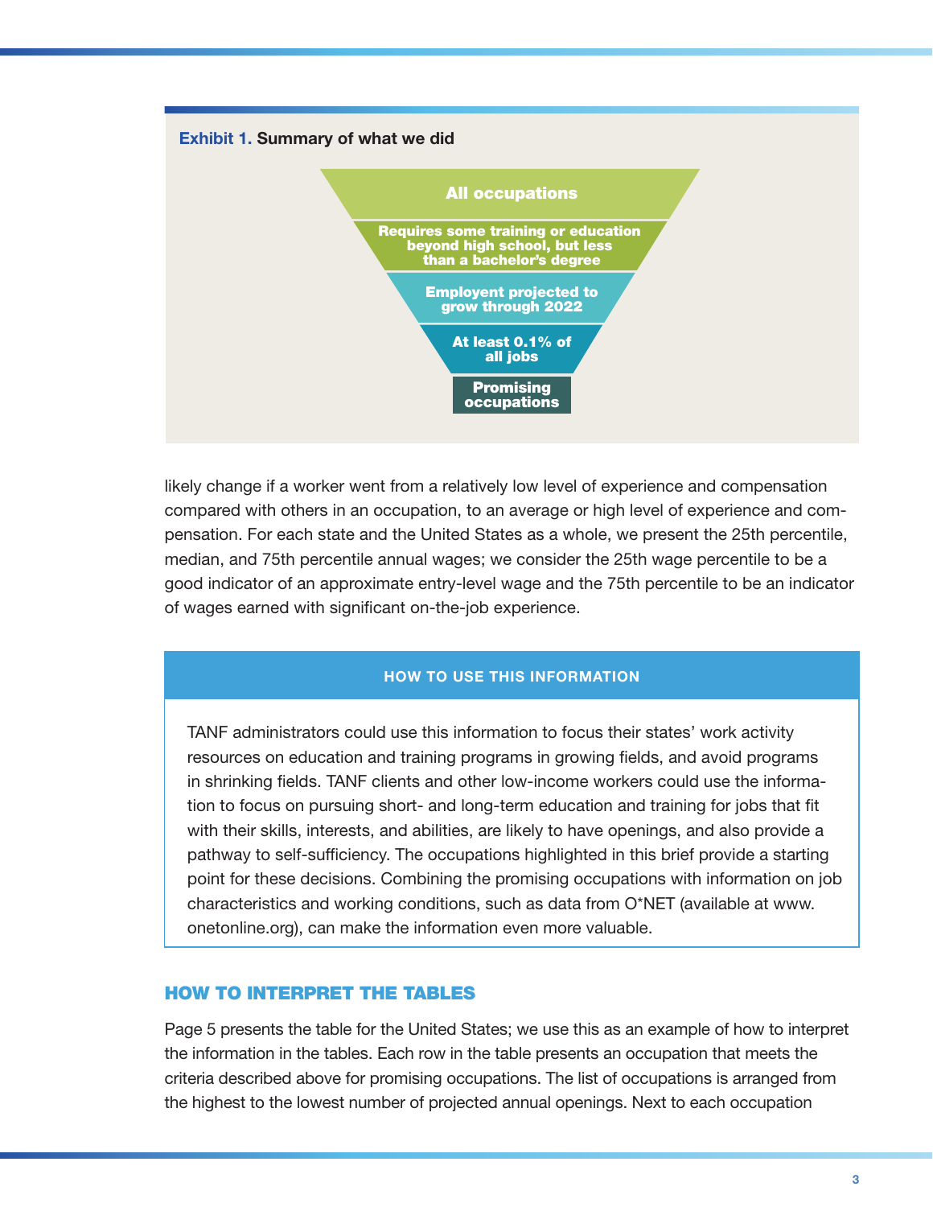**Exhibit 1.** **Summary of what we did**

- All occupations
- Requires some training or education beyond high school, but less than a bachelor's degree
- Employent projected to grow through 2022
- At least 0.1% of all jobs
- Promising occupations

likely change if a worker went from a relatively low level of experience and compensation compared with others in an occupation, to an average or high level of experience and compensation. For each state and the United States as a whole, we present the 25th percentile, median, and 75th percentile annual wages; we consider the 25th wage percentile to be a good indicator of an approximate entry-level wage and the 75th percentile to be an indicator of wages earned with significant on-the-job experience.

**HOW TO USE THIS INFORMATION**

TANF administrators could use this information to focus their states' work activity resources on education and training programs in growing fields, and avoid programs in shrinking fields. TANF clients and other low-income workers could use the information to focus on pursuing short- and long-term education and training for jobs that fit with their skills, interests, and abilities, are likely to have openings, and also provide a pathway to self-sufficiency. The occupations highlighted in this brief provide a starting point for these decisions. Combining the promising occupations with information on job characteristics and working conditions, such as data from O*NET (available at www.onetonline.org), can make the information even more valuable.

## HOW TO INTERPRET THE TABLES

Page 5 presents the table for the United States; we use this as an example of how to interpret the information in the tables. Each row in the table presents an occupation that meets the criteria described above for promising occupations. The list of occupations is arranged from the highest to the lowest number of projected annual openings. Next to each occupation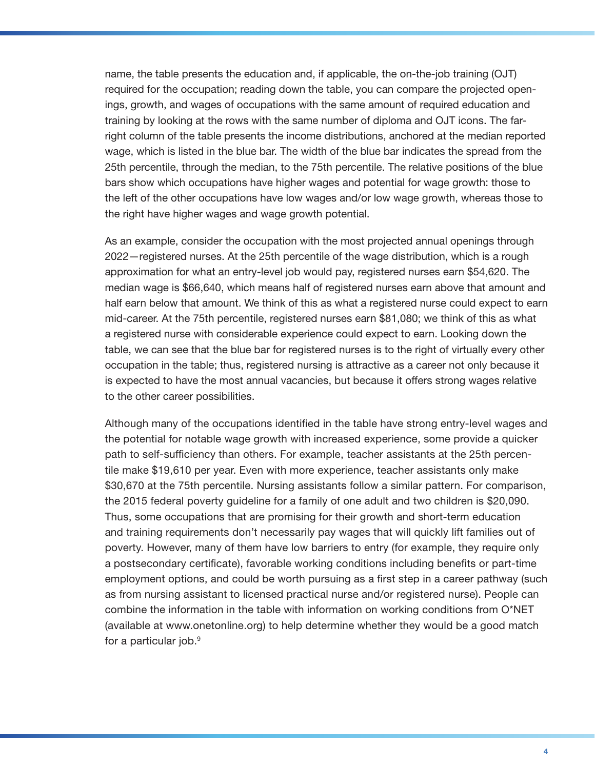name, the table presents the education and, if applicable, the on-the-job training (OJT) required for the occupation; reading down the table, you can compare the projected openings, growth, and wages of occupations with the same amount of required education and training by looking at the rows with the same number of diploma and OJT icons. The far-right column of the table presents the income distributions, anchored at the median reported wage, which is listed in the blue bar. The width of the blue bar indicates the spread from the 25th percentile, through the median, to the 75th percentile. The relative positions of the blue bars show which occupations have higher wages and potential for wage growth: those to the left of the other occupations have low wages and/or low wage growth, whereas those to the right have higher wages and wage growth potential.

As an example, consider the occupation with the most projected annual openings through 2022—registered nurses. At the 25th percentile of the wage distribution, which is a rough approximation for what an entry-level job would pay, registered nurses earn $54,620. The median wage is $66,640, which means half of registered nurses earn above that amount and half earn below that amount. We think of this as what a registered nurse could expect to earn mid-career. At the 75th percentile, registered nurses earn $81,080; we think of this as what a registered nurse with considerable experience could expect to earn. Looking down the table, we can see that the blue bar for registered nurses is to the right of virtually every other occupation in the table; thus, registered nursing is attractive as a career not only because it is expected to have the most annual vacancies, but because it offers strong wages relative to the other career possibilities.

Although many of the occupations identified in the table have strong entry-level wages and the potential for notable wage growth with increased experience, some provide a quicker path to self-sufficiency than others. For example, teacher assistants at the 25th percentile make $19,610 per year. Even with more experience, teacher assistants only make $30,670 at the 75th percentile. Nursing assistants follow a similar pattern. For comparison, the 2015 federal poverty guideline for a family of one adult and two children is $20,090. Thus, some occupations that are promising for their growth and short-term education and training requirements don't necessarily pay wages that will quickly lift families out of poverty. However, many of them have low barriers to entry (for example, they require only a postsecondary certificate), favorable working conditions including benefits or part-time employment options, and could be worth pursuing as a first step in a career pathway (such as from nursing assistant to licensed practical nurse and/or registered nurse). People can combine the information in the table with information on working conditions from O*NET (available at www.onetonline.org) to help determine whether they would be a good match for a particular job.[9]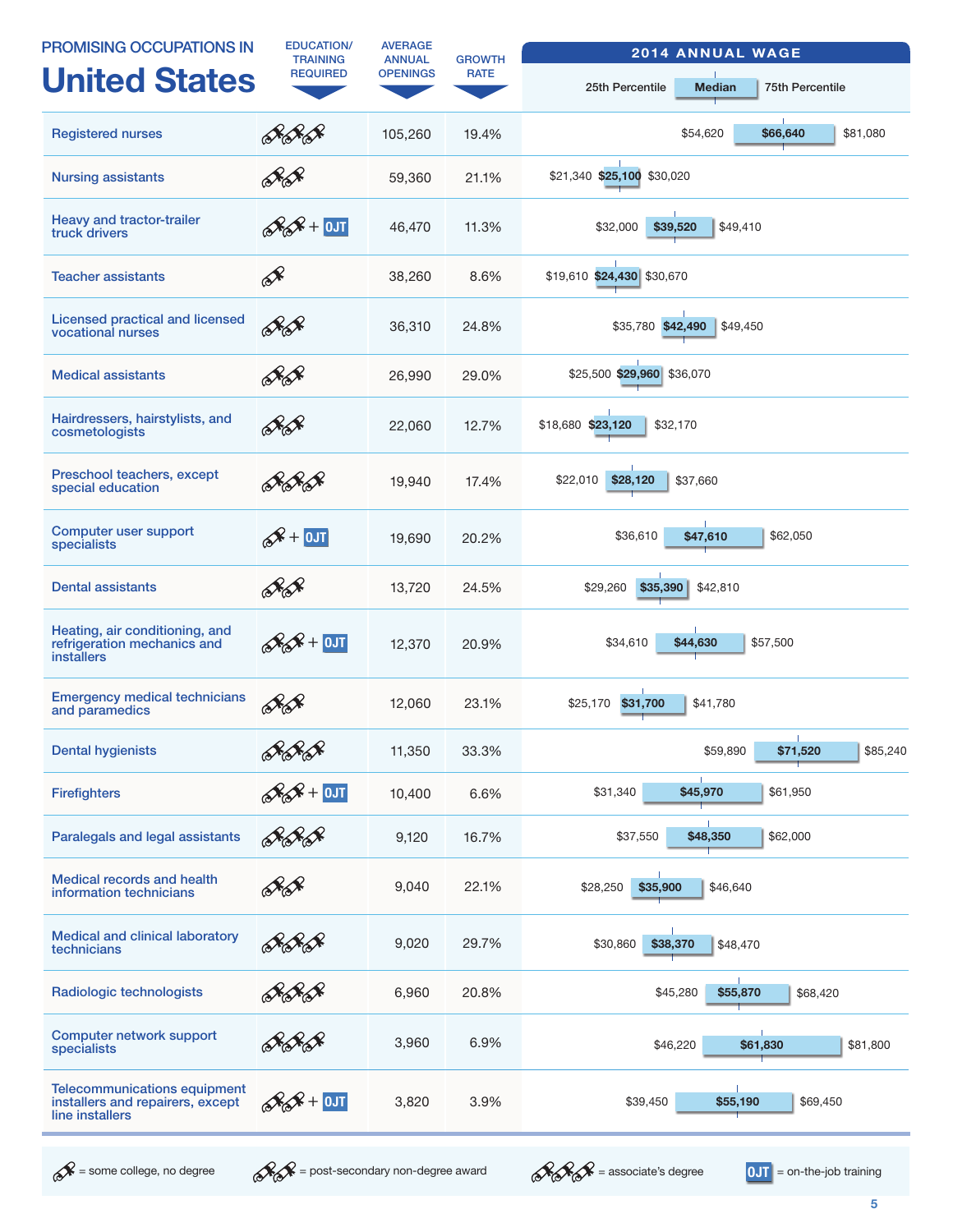# PROMISING OCCUPATIONS IN United States

| Occupation | Education/Training Required | Average Annual Openings | Growth Rate | 2014 Annual Wage: 25th Percentile | Median | 75th Percentile |
|---|---|---|---|---|---|---|
| Registered nurses | associate's degree | 105,260 | 19.4% | $54,620 | $66,640 | $81,080 |
| Nursing assistants | post-secondary non-degree award | 59,360 | 21.1% | $21,340 | $25,100 | $30,020 |
| Heavy and tractor-trailer truck drivers | post-secondary non-degree award + OJT | 46,470 | 11.3% | $32,000 | $39,520 | $49,410 |
| Teacher assistants | some college, no degree | 38,260 | 8.6% | $19,610 | $24,430 | $30,670 |
| Licensed practical and licensed vocational nurses | post-secondary non-degree award | 36,310 | 24.8% | $35,780 | $42,490 | $49,450 |
| Medical assistants | post-secondary non-degree award | 26,990 | 29.0% | $25,500 | $29,960 | $36,070 |
| Hairdressers, hairstylists, and cosmetologists | post-secondary non-degree award | 22,060 | 12.7% | $18,680 | $23,120 | $32,170 |
| Preschool teachers, except special education | associate's degree | 19,940 | 17.4% | $22,010 | $28,120 | $37,660 |
| Computer user support specialists | some college, no degree + OJT | 19,690 | 20.2% | $36,610 | $47,610 | $62,050 |
| Dental assistants | post-secondary non-degree award | 13,720 | 24.5% | $29,260 | $35,390 | $42,810 |
| Heating, air conditioning, and refrigeration mechanics and installers | post-secondary non-degree award + OJT | 12,370 | 20.9% | $34,610 | $44,630 | $57,500 |
| Emergency medical technicians and paramedics | post-secondary non-degree award | 12,060 | 23.1% | $25,170 | $31,700 | $41,780 |
| Dental hygienists | associate's degree | 11,350 | 33.3% | $59,890 | $71,520 | $85,240 |
| Firefighters | post-secondary non-degree award + OJT | 10,400 | 6.6% | $31,340 | $45,970 | $61,950 |
| Paralegals and legal assistants | associate's degree | 9,120 | 16.7% | $37,550 | $48,350 | $62,000 |
| Medical records and health information technicians | post-secondary non-degree award | 9,040 | 22.1% | $28,250 | $35,900 | $46,640 |
| Medical and clinical laboratory technicians | associate's degree | 9,020 | 29.7% | $30,860 | $38,370 | $48,470 |
| Radiologic technologists | associate's degree | 6,960 | 20.8% | $45,280 | $55,870 | $68,420 |
| Computer network support specialists | associate's degree | 3,960 | 6.9% | $46,220 | $61,830 | $81,800 |
| Telecommunications equipment installers and repairers, except line installers | post-secondary non-degree award + OJT | 3,820 | 3.9% | $39,450 | $55,190 | $69,450 |

Legend: one icon = some college, no degree; two icons = post-secondary non-degree award; three icons = associate's degree; OJT = on-the-job training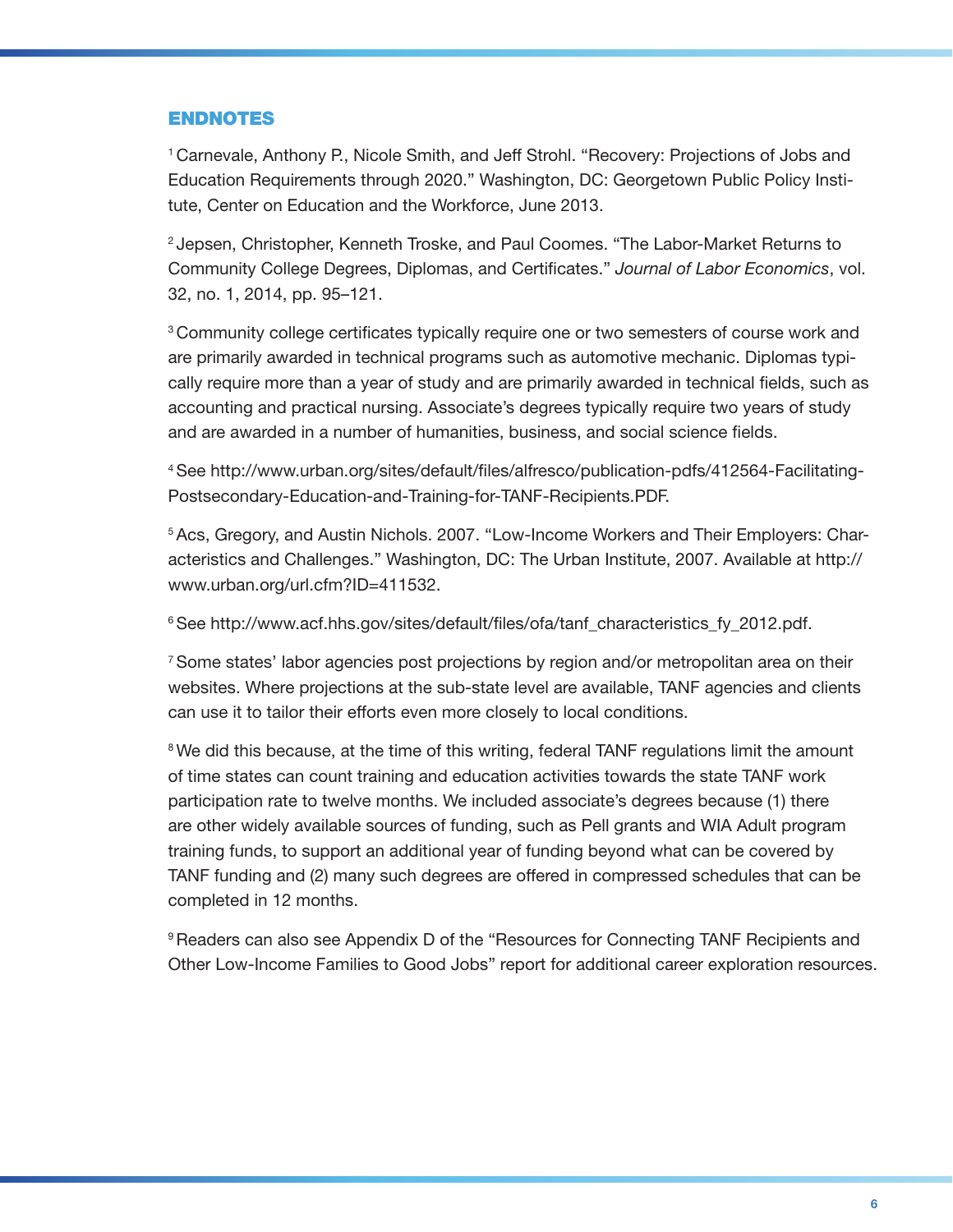## ENDNOTES

[1] Carnevale, Anthony P., Nicole Smith, and Jeff Strohl. "Recovery: Projections of Jobs and Education Requirements through 2020." Washington, DC: Georgetown Public Policy Institute, Center on Education and the Workforce, June 2013.

[2] Jepsen, Christopher, Kenneth Troske, and Paul Coomes. "The Labor-Market Returns to Community College Degrees, Diplomas, and Certificates." *Journal of Labor Economics*, vol. 32, no. 1, 2014, pp. 95–121.

[3] Community college certificates typically require one or two semesters of course work and are primarily awarded in technical programs such as automotive mechanic. Diplomas typically require more than a year of study and are primarily awarded in technical fields, such as accounting and practical nursing. Associate's degrees typically require two years of study and are awarded in a number of humanities, business, and social science fields.

[4] See http://www.urban.org/sites/default/files/alfresco/publication-pdfs/412564-Facilitating-Postsecondary-Education-and-Training-for-TANF-Recipients.PDF.

[5] Acs, Gregory, and Austin Nichols. 2007. "Low-Income Workers and Their Employers: Characteristics and Challenges." Washington, DC: The Urban Institute, 2007. Available at http://www.urban.org/url.cfm?ID=411532.

[6] See http://www.acf.hhs.gov/sites/default/files/ofa/tanf_characteristics_fy_2012.pdf.

[7] Some states' labor agencies post projections by region and/or metropolitan area on their websites. Where projections at the sub-state level are available, TANF agencies and clients can use it to tailor their efforts even more closely to local conditions.

[8] We did this because, at the time of this writing, federal TANF regulations limit the amount of time states can count training and education activities towards the state TANF work participation rate to twelve months. We included associate's degrees because (1) there are other widely available sources of funding, such as Pell grants and WIA Adult program training funds, to support an additional year of funding beyond what can be covered by TANF funding and (2) many such degrees are offered in compressed schedules that can be completed in 12 months.

[9] Readers can also see Appendix D of the "Resources for Connecting TANF Recipients and Other Low-Income Families to Good Jobs" report for additional career exploration resources.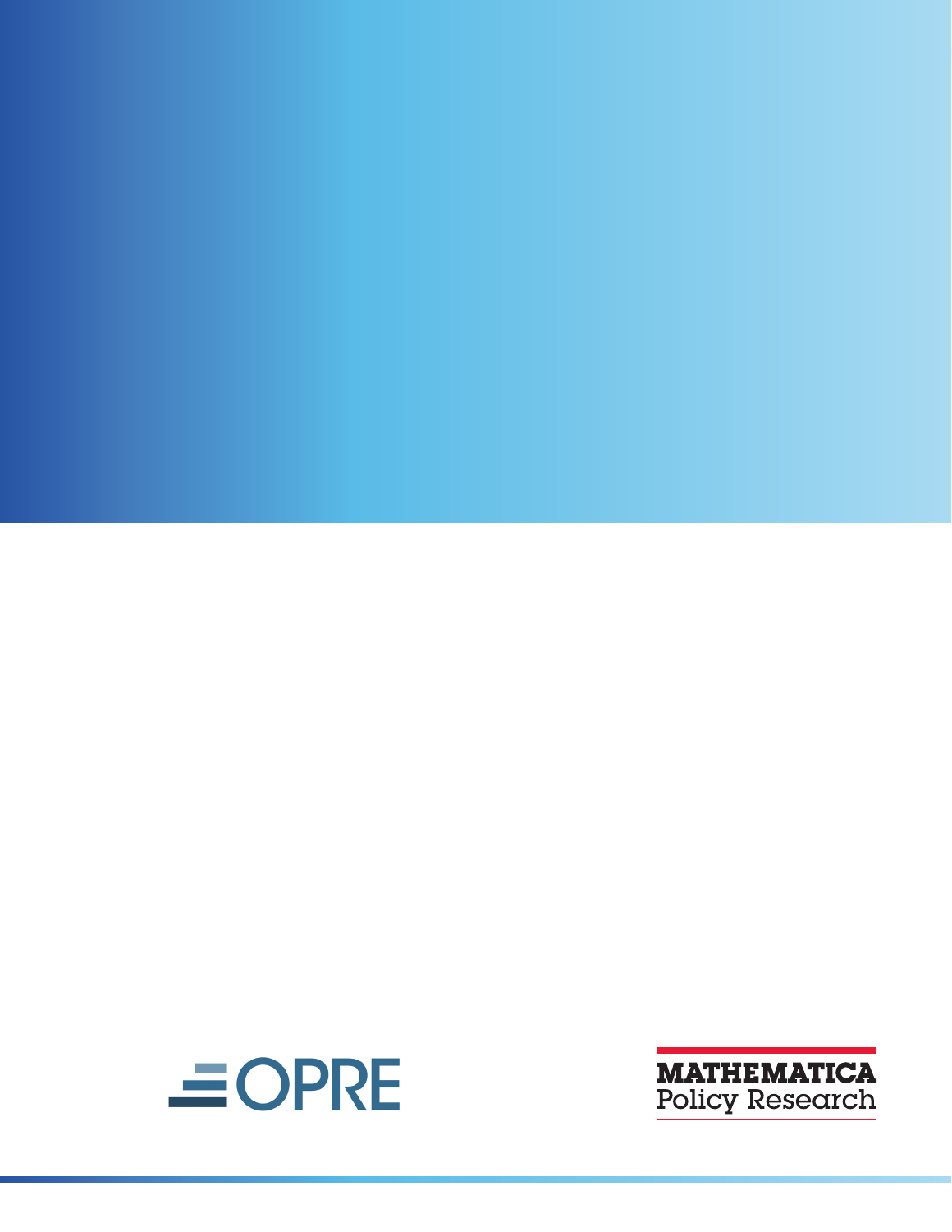OPRE

MATHEMATICA
Policy Research